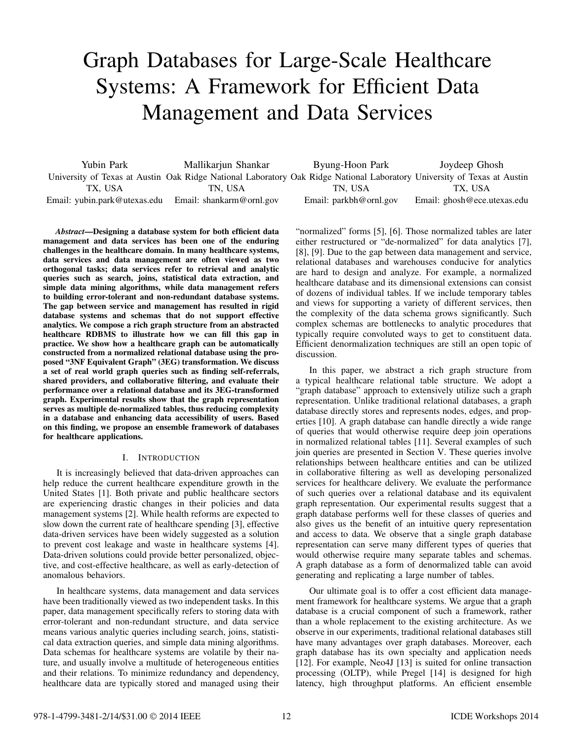# Graph Databases for Large-Scale Healthcare Systems: A Framework for Efficient Data Management and Data Services

Yubin Park
University of Texas at Austin
TX, USA
Email: yubin.park@utexas.edu

Mallikarjun Shankar
Oak Ridge National Laboratory
TN, USA
Email: shankarm@ornl.gov

Byung-Hoon Park
Oak Ridge National Laboratory
TN, USA
Email: parkbh@ornl.gov

Joydeep Ghosh
University of Texas at Austin
TX, USA
Email: ghosh@ece.utexas.edu

***Abstract*—Designing a database system for both efficient data management and data services has been one of the enduring challenges in the healthcare domain. In many healthcare systems, data services and data management are often viewed as two orthogonal tasks; data services refer to retrieval and analytic queries such as search, joins, statistical data extraction, and simple data mining algorithms, while data management refers to building error-tolerant and non-redundant database systems. The gap between service and management has resulted in rigid database systems and schemas that do not support effective analytics. We compose a rich graph structure from an abstracted healthcare RDBMS to illustrate how we can fill this gap in practice. We show how a healthcare graph can be automatically constructed from a normalized relational database using the proposed "3NF Equivalent Graph" (3EG) transformation. We discuss a set of real world graph queries such as finding self-referrals, shared providers, and collaborative filtering, and evaluate their performance over a relational database and its 3EG-transformed graph. Experimental results show that the graph representation serves as multiple de-normalized tables, thus reducing complexity in a database and enhancing data accessibility of users. Based on this finding, we propose an ensemble framework of databases for healthcare applications.**

## I. Introduction

It is increasingly believed that data-driven approaches can help reduce the current healthcare expenditure growth in the United States [1]. Both private and public healthcare sectors are experiencing drastic changes in their policies and data management systems [2]. While health reforms are expected to slow down the current rate of healthcare spending [3], effective data-driven services have been widely suggested as a solution to prevent cost leakage and waste in healthcare systems [4]. Data-driven solutions could provide better personalized, objective, and cost-effective healthcare, as well as early-detection of anomalous behaviors.

In healthcare systems, data management and data services have been traditionally viewed as two independent tasks. In this paper, data management specifically refers to storing data with error-tolerant and non-redundant structure, and data service means various analytic queries including search, joins, statistical data extraction queries, and simple data mining algorithms. Data schemas for healthcare systems are volatile by their nature, and usually involve a multitude of heterogeneous entities and their relations. To minimize redundancy and dependency, healthcare data are typically stored and managed using their "normalized" forms [5], [6]. Those normalized tables are later either restructured or "de-normalized" for data analytics [7], [8], [9]. Due to the gap between data management and service, relational databases and warehouses conducive for analytics are hard to design and analyze. For example, a normalized healthcare database and its dimensional extensions can consist of dozens of individual tables. If we include temporary tables and views for supporting a variety of different services, then the complexity of the data schema grows significantly. Such complex schemas are bottlenecks to analytic procedures that typically require convoluted ways to get to constituent data. Efficient denormalization techniques are still an open topic of discussion.

In this paper, we abstract a rich graph structure from a typical healthcare relational table structure. We adopt a "graph database" approach to extensively utilize such a graph representation. Unlike traditional relational databases, a graph database directly stores and represents nodes, edges, and properties [10]. A graph database can handle directly a wide range of queries that would otherwise require deep join operations in normalized relational tables [11]. Several examples of such join queries are presented in Section V. These queries involve relationships between healthcare entities and can be utilized in collaborative filtering as well as developing personalized services for healthcare delivery. We evaluate the performance of such queries over a relational database and its equivalent graph representation. Our experimental results suggest that a graph database performs well for these classes of queries and also gives us the benefit of an intuitive query representation and access to data. We observe that a single graph database representation can serve many different types of queries that would otherwise require many separate tables and schemas. A graph database as a form of denormalized table can avoid generating and replicating a large number of tables.

Our ultimate goal is to offer a cost efficient data management framework for healthcare systems. We argue that a graph database is a crucial component of such a framework, rather than a whole replacement to the existing architecture. As we observe in our experiments, traditional relational databases still have many advantages over graph databases. Moreover, each graph database has its own specialty and application needs [12]. For example, Neo4J [13] is suited for online transaction processing (OLTP), while Pregel [14] is designed for high latency, high throughput platforms. An efficient ensemble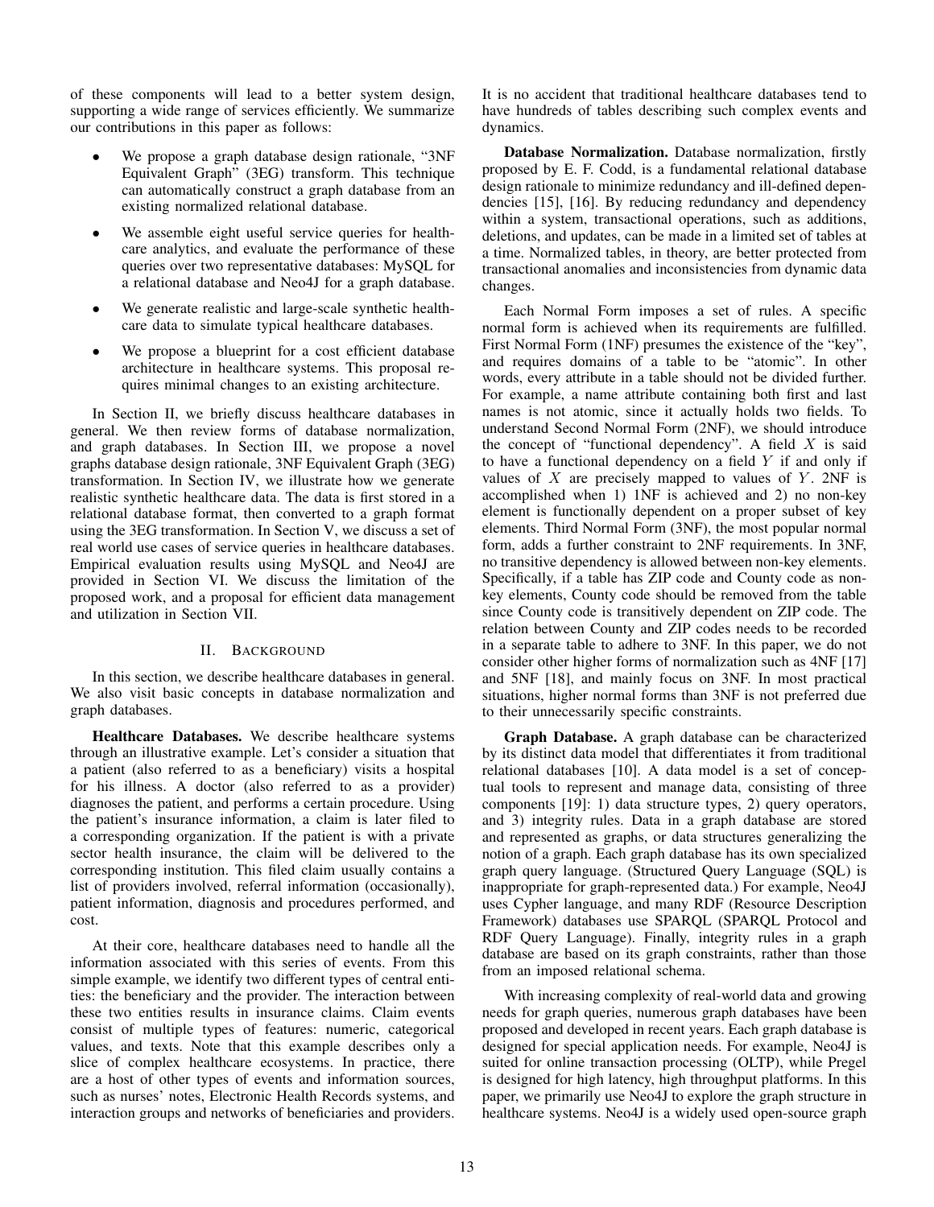of these components will lead to a better system design, supporting a wide range of services efficiently. We summarize our contributions in this paper as follows:

- We propose a graph database design rationale, "3NF Equivalent Graph" (3EG) transform. This technique can automatically construct a graph database from an existing normalized relational database.
- We assemble eight useful service queries for healthcare analytics, and evaluate the performance of these queries over two representative databases: MySQL for a relational database and Neo4J for a graph database.
- We generate realistic and large-scale synthetic healthcare data to simulate typical healthcare databases.
- We propose a blueprint for a cost efficient database architecture in healthcare systems. This proposal requires minimal changes to an existing architecture.

In Section II, we briefly discuss healthcare databases in general. We then review forms of database normalization, and graph databases. In Section III, we propose a novel graphs database design rationale, 3NF Equivalent Graph (3EG) transformation. In Section IV, we illustrate how we generate realistic synthetic healthcare data. The data is first stored in a relational database format, then converted to a graph format using the 3EG transformation. In Section V, we discuss a set of real world use cases of service queries in healthcare databases. Empirical evaluation results using MySQL and Neo4J are provided in Section VI. We discuss the limitation of the proposed work, and a proposal for efficient data management and utilization in Section VII.

## II. Background

In this section, we describe healthcare databases in general. We also visit basic concepts in database normalization and graph databases.

**Healthcare Databases.** We describe healthcare systems through an illustrative example. Let's consider a situation that a patient (also referred to as a beneficiary) visits a hospital for his illness. A doctor (also referred to as a provider) diagnoses the patient, and performs a certain procedure. Using the patient's insurance information, a claim is later filed to a corresponding organization. If the patient is with a private sector health insurance, the claim will be delivered to the corresponding institution. This filed claim usually contains a list of providers involved, referral information (occasionally), patient information, diagnosis and procedures performed, and cost.

At their core, healthcare databases need to handle all the information associated with this series of events. From this simple example, we identify two different types of central entities: the beneficiary and the provider. The interaction between these two entities results in insurance claims. Claim events consist of multiple types of features: numeric, categorical values, and texts. Note that this example describes only a slice of complex healthcare ecosystems. In practice, there are a host of other types of events and information sources, such as nurses' notes, Electronic Health Records systems, and interaction groups and networks of beneficiaries and providers. It is no accident that traditional healthcare databases tend to have hundreds of tables describing such complex events and dynamics.

**Database Normalization.** Database normalization, firstly proposed by E. F. Codd, is a fundamental relational database design rationale to minimize redundancy and ill-defined dependencies [15], [16]. By reducing redundancy and dependency within a system, transactional operations, such as additions, deletions, and updates, can be made in a limited set of tables at a time. Normalized tables, in theory, are better protected from transactional anomalies and inconsistencies from dynamic data changes.

Each Normal Form imposes a set of rules. A specific normal form is achieved when its requirements are fulfilled. First Normal Form (1NF) presumes the existence of the "key", and requires domains of a table to be "atomic". In other words, every attribute in a table should not be divided further. For example, a name attribute containing both first and last names is not atomic, since it actually holds two fields. To understand Second Normal Form (2NF), we should introduce the concept of "functional dependency". A field $X$ is said to have a functional dependency on a field $Y$ if and only if values of $X$ are precisely mapped to values of $Y$. 2NF is accomplished when 1) 1NF is achieved and 2) no non-key element is functionally dependent on a proper subset of key elements. Third Normal Form (3NF), the most popular normal form, adds a further constraint to 2NF requirements. In 3NF, no transitive dependency is allowed between non-key elements. Specifically, if a table has ZIP code and County code as non-key elements, County code should be removed from the table since County code is transitively dependent on ZIP code. The relation between County and ZIP codes needs to be recorded in a separate table to adhere to 3NF. In this paper, we do not consider other higher forms of normalization such as 4NF [17] and 5NF [18], and mainly focus on 3NF. In most practical situations, higher normal forms than 3NF is not preferred due to their unnecessarily specific constraints.

**Graph Database.** A graph database can be characterized by its distinct data model that differentiates it from traditional relational databases [10]. A data model is a set of conceptual tools to represent and manage data, consisting of three components [19]: 1) data structure types, 2) query operators, and 3) integrity rules. Data in a graph database are stored and represented as graphs, or data structures generalizing the notion of a graph. Each graph database has its own specialized graph query language. (Structured Query Language (SQL) is inappropriate for graph-represented data.) For example, Neo4J uses Cypher language, and many RDF (Resource Description Framework) databases use SPARQL (SPARQL Protocol and RDF Query Language). Finally, integrity rules in a graph database are based on its graph constraints, rather than those from an imposed relational schema.

With increasing complexity of real-world data and growing needs for graph queries, numerous graph databases have been proposed and developed in recent years. Each graph database is designed for special application needs. For example, Neo4J is suited for online transaction processing (OLTP), while Pregel is designed for high latency, high throughput platforms. In this paper, we primarily use Neo4J to explore the graph structure in healthcare systems. Neo4J is a widely used open-source graph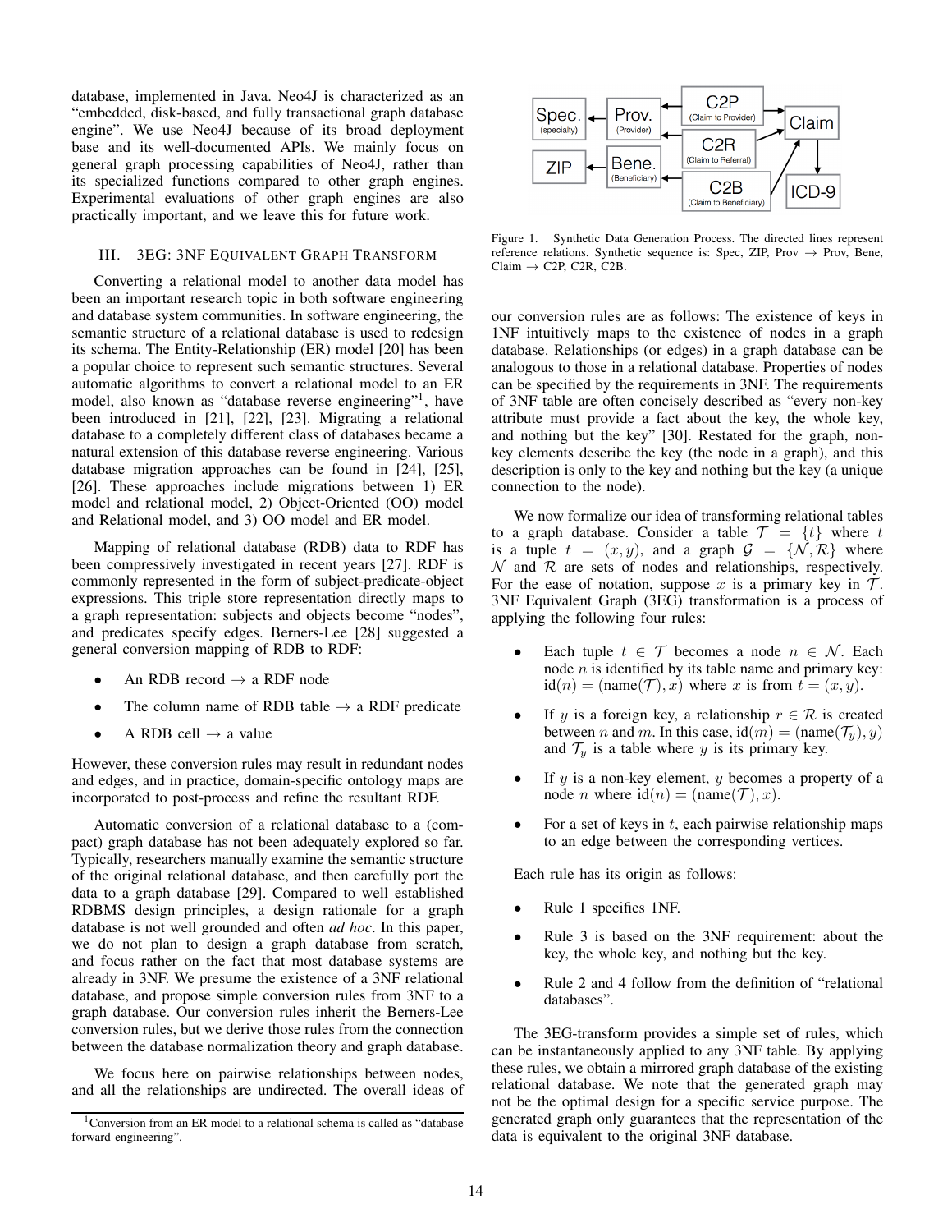database, implemented in Java. Neo4J is characterized as an "embedded, disk-based, and fully transactional graph database engine". We use Neo4J because of its broad deployment base and its well-documented APIs. We mainly focus on general graph processing capabilities of Neo4J, rather than its specialized functions compared to other graph engines. Experimental evaluations of other graph engines are also practically important, and we leave this for future work.

## III. 3EG: 3NF Equivalent Graph Transform

Converting a relational model to another data model has been an important research topic in both software engineering and database system communities. In software engineering, the semantic structure of a relational database is used to redesign its schema. The Entity-Relationship (ER) model [20] has been a popular choice to represent such semantic structures. Several automatic algorithms to convert a relational model to an ER model, also known as "database reverse engineering"[1], have been introduced in [21], [22], [23]. Migrating a relational database to a completely different class of databases became a natural extension of this database reverse engineering. Various database migration approaches can be found in [24], [25], [26]. These approaches include migrations between 1) ER model and relational model, 2) Object-Oriented (OO) model and Relational model, and 3) OO model and ER model.

Mapping of relational database (RDB) data to RDF has been compressively investigated in recent years [27]. RDF is commonly represented in the form of subject-predicate-object expressions. This triple store representation directly maps to a graph representation: subjects and objects become "nodes", and predicates specify edges. Berners-Lee [28] suggested a general conversion mapping of RDB to RDF:

- An RDB record → a RDF node
- The column name of RDB table → a RDF predicate
- A RDB cell → a value

However, these conversion rules may result in redundant nodes and edges, and in practice, domain-specific ontology maps are incorporated to post-process and refine the resultant RDF.

Automatic conversion of a relational database to a (compact) graph database has not been adequately explored so far. Typically, researchers manually examine the semantic structure of the original relational database, and then carefully port the data to a graph database [29]. Compared to well established RDBMS design principles, a design rationale for a graph database is not well grounded and often *ad hoc*. In this paper, we do not plan to design a graph database from scratch, and focus rather on the fact that most database systems are already in 3NF. We presume the existence of a 3NF relational database, and propose simple conversion rules from 3NF to a graph database. Our conversion rules inherit the Berners-Lee conversion rules, but we derive those rules from the connection between the database normalization theory and graph database.

We focus here on pairwise relationships between nodes, and all the relationships are undirected. The overall ideas of our conversion rules are as follows: The existence of keys in 1NF intuitively maps to the existence of nodes in a graph database. Relationships (or edges) in a graph database can be analogous to those in a relational database. Properties of nodes can be specified by the requirements in 3NF. The requirements of 3NF table are often concisely described as "every non-key attribute must provide a fact about the key, the whole key, and nothing but the key" [30]. Restated for the graph, non-key elements describe the key (the node in a graph), and this description is only to the key and nothing but the key (a unique connection to the node).

[1]Conversion from an ER model to a relational schema is called as "database forward engineering".

Spec. (specialty)
Prov. (Provider)
C2P (Claim to Provider)
Claim
C2R (Claim to Referral)
ZIP
Bene. (Beneficiary)
C2B (Claim to Beneficiary)
ICD-9

Figure 1. Synthetic Data Generation Process. The directed lines represent reference relations. Synthetic sequence is: Spec, ZIP, Prov → Prov, Bene, Claim → C2P, C2R, C2B.

We now formalize our idea of transforming relational tables to a graph database. Consider a table $\mathcal{T} = \{t\}$ where $t$ is a tuple $t = (x, y)$, and a graph $\mathcal{G} = \{\mathcal{N}, \mathcal{R}\}$ where $\mathcal{N}$ and $\mathcal{R}$ are sets of nodes and relationships, respectively. For the ease of notation, suppose $x$ is a primary key in $\mathcal{T}$. 3NF Equivalent Graph (3EG) transformation is a process of applying the following four rules:

- Each tuple $t \in \mathcal{T}$ becomes a node $n \in \mathcal{N}$. Each node $n$ is identified by its table name and primary key: $\text{id}(n) = (\text{name}(\mathcal{T}), x)$ where $x$ is from $t = (x, y)$.
- If $y$ is a foreign key, a relationship $r \in \mathcal{R}$ is created between $n$ and $m$. In this case, $\text{id}(m) = (\text{name}(\mathcal{T}_y), y)$ and $\mathcal{T}_y$ is a table where $y$ is its primary key.
- If $y$ is a non-key element, $y$ becomes a property of a node $n$ where $\text{id}(n) = (\text{name}(\mathcal{T}), x)$.
- For a set of keys in $t$, each pairwise relationship maps to an edge between the corresponding vertices.

Each rule has its origin as follows:

- Rule 1 specifies 1NF.
- Rule 3 is based on the 3NF requirement: about the key, the whole key, and nothing but the key.
- Rule 2 and 4 follow from the definition of "relational databases".

The 3EG-transform provides a simple set of rules, which can be instantaneously applied to any 3NF table. By applying these rules, we obtain a mirrored graph database of the existing relational database. We note that the generated graph may not be the optimal design for a specific service purpose. The generated graph only guarantees that the representation of the data is equivalent to the original 3NF database.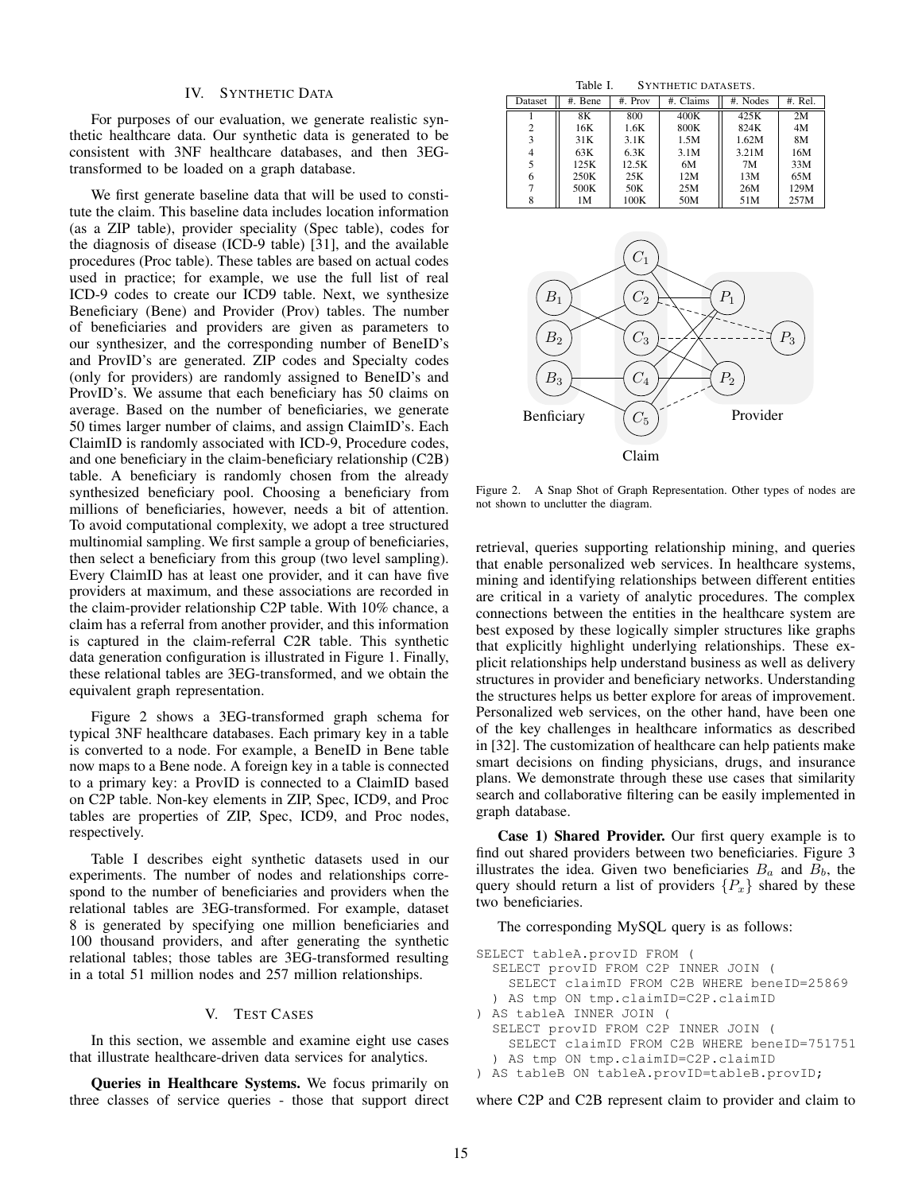## IV. Synthetic Data

For purposes of our evaluation, we generate realistic synthetic healthcare data. Our synthetic data is generated to be consistent with 3NF healthcare databases, and then 3EG-transformed to be loaded on a graph database.

We first generate baseline data that will be used to constitute the claim. This baseline data includes location information (as a ZIP table), provider speciality (Spec table), codes for the diagnosis of disease (ICD-9 table) [31], and the available procedures (Proc table). These tables are based on actual codes used in practice; for example, we use the full list of real ICD-9 codes to create our ICD9 table. Next, we synthesize Beneficiary (Bene) and Provider (Prov) tables. The number of beneficiaries and providers are given as parameters to our synthesizer, and the corresponding number of BeneID's and ProvID's are generated. ZIP codes and Specialty codes (only for providers) are randomly assigned to BeneID's and ProvID's. We assume that each beneficiary has 50 claims on average. Based on the number of beneficiaries, we generate 50 times larger number of claims, and assign ClaimID's. Each ClaimID is randomly associated with ICD-9, Procedure codes, and one beneficiary in the claim-beneficiary relationship (C2B) table. A beneficiary is randomly chosen from the already synthesized beneficiary pool. Choosing a beneficiary from millions of beneficiaries, however, needs a bit of attention. To avoid computational complexity, we adopt a tree structured multinomial sampling. We first sample a group of beneficiaries, then select a beneficiary from this group (two level sampling). Every ClaimID has at least one provider, and it can have five providers at maximum, and these associations are recorded in the claim-provider relationship C2P table. With 10% chance, a claim has a referral from another provider, and this information is captured in the claim-referral C2R table. This synthetic data generation configuration is illustrated in Figure 1. Finally, these relational tables are 3EG-transformed, and we obtain the equivalent graph representation.

Figure 2 shows a 3EG-transformed graph schema for typical 3NF healthcare databases. Each primary key in a table is converted to a node. For example, a BeneID in Bene table now maps to a Bene node. A foreign key in a table is connected to a primary key: a ProvID is connected to a ClaimID based on C2P table. Non-key elements in ZIP, Spec, ICD9, and Proc tables are properties of ZIP, Spec, ICD9, and Proc nodes, respectively.

Table I describes eight synthetic datasets used in our experiments. The number of nodes and relationships correspond to the number of beneficiaries and providers when the relational tables are 3EG-transformed. For example, dataset 8 is generated by specifying one million beneficiaries and 100 thousand providers, and after generating the synthetic relational tables; those tables are 3EG-transformed resulting in a total 51 million nodes and 257 million relationships.

Table I. Synthetic datasets.

| Dataset | #. Bene | #. Prov | #. Claims | #. Nodes | #. Rel. |
|---|---|---|---|---|---|
| 1 | 8K | 800 | 400K | 425K | 2M |
| 2 | 16K | 1.6K | 800K | 824K | 4M |
| 3 | 31K | 3.1K | 1.5M | 1.62M | 8M |
| 4 | 63K | 6.3K | 3.1M | 3.21M | 16M |
| 5 | 125K | 12.5K | 6M | 7M | 33M |
| 6 | 250K | 25K | 12M | 13M | 65M |
| 7 | 500K | 50K | 25M | 26M | 129M |
| 8 | 1M | 100K | 50M | 51M | 257M |

$C_1$ $C_2$ $C_3$ $C_4$ $C_5$ $B_1$ $B_2$ $B_3$ $P_1$ $P_2$ $P_3$

Benficiary

Claim

Provider

Figure 2. A Snap Shot of Graph Representation. Other types of nodes are not shown to unclutter the diagram.

## V. Test Cases

In this section, we assemble and examine eight use cases that illustrate healthcare-driven data services for analytics.

**Queries in Healthcare Systems.** We focus primarily on three classes of service queries - those that support direct retrieval, queries supporting relationship mining, and queries that enable personalized web services. In healthcare systems, mining and identifying relationships between different entities are critical in a variety of analytic procedures. The complex connections between the entities in the healthcare system are best exposed by these logically simpler structures like graphs that explicitly highlight underlying relationships. These explicit relationships help understand business as well as delivery structures in provider and beneficiary networks. Understanding the structures helps us better explore for areas of improvement. Personalized web services, on the other hand, have been one of the key challenges in healthcare informatics as described in [32]. The customization of healthcare can help patients make smart decisions on finding physicians, drugs, and insurance plans. We demonstrate through these use cases that similarity search and collaborative filtering can be easily implemented in graph database.

**Case 1) Shared Provider.** Our first query example is to find out shared providers between two beneficiaries. Figure 3 illustrates the idea. Given two beneficiaries $B_a$ and $B_b$, the query should return a list of providers $\{P_x\}$ shared by these two beneficiaries.

The corresponding MySQL query is as follows:

```
SELECT tableA.provID FROM (
  SELECT provID FROM C2P INNER JOIN (
    SELECT claimID FROM C2B WHERE beneID=25869
  ) AS tmp ON tmp.claimID=C2P.claimID
) AS tableA INNER JOIN (
  SELECT provID FROM C2P INNER JOIN (
    SELECT claimID FROM C2B WHERE beneID=751751
  ) AS tmp ON tmp.claimID=C2P.claimID
) AS tableB ON tableA.provID=tableB.provID;
```

where C2P and C2B represent claim to provider and claim to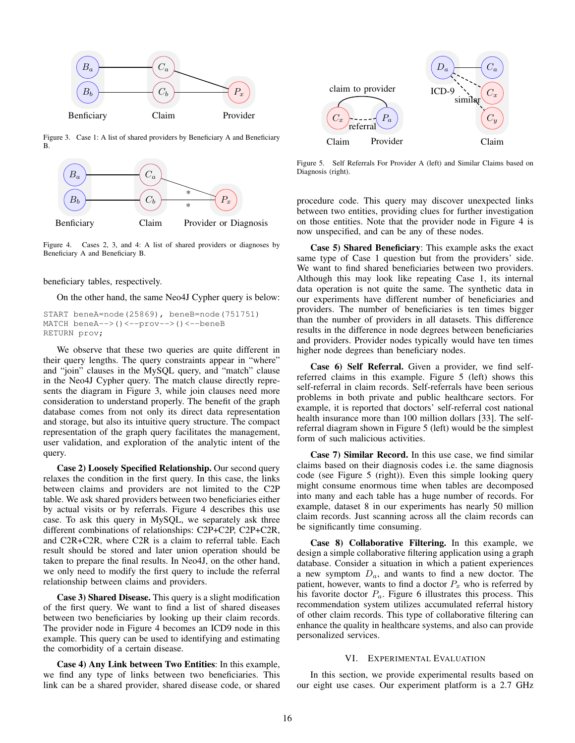Benficiary

Claim

Provider

Figure 3. Case 1: A list of shared providers by Beneficiary A and Beneficiary B.

Benficiary

Claim

Provider or Diagnosis

Figure 4. Cases 2, 3, and 4: A list of shared providers or diagnoses by Beneficiary A and Beneficiary B.

beneficiary tables, respectively.

On the other hand, the same Neo4J Cypher query is below:

```
START beneA=node(25869), beneB=node(751751)
MATCH beneA-->()<--prov-->()<--beneB
RETURN prov;
```

We observe that these two queries are quite different in their query lengths. The query constraints appear in "where" and "join" clauses in the MySQL query, and "match" clause in the Neo4J Cypher query. The match clause directly represents the diagram in Figure 3, while join clauses need more consideration to understand properly. The benefit of the graph database comes from not only its direct data representation and storage, but also its intuitive query structure. The compact representation of the graph query facilitates the management, user validation, and exploration of the analytic intent of the query.

**Case 2) Loosely Specified Relationship.** Our second query relaxes the condition in the first query. In this case, the links between claims and providers are not limited to the C2P table. We ask shared providers between two beneficiaries either by actual visits or by referrals. Figure 4 describes this use case. To ask this query in MySQL, we separately ask three different combinations of relationships: C2P+C2P, C2P+C2R, and C2R+C2R, where C2R is a claim to referral table. Each result should be stored and later union operation should be taken to prepare the final results. In Neo4J, on the other hand, we only need to modify the first query to include the referral relationship between claims and providers.

**Case 3) Shared Disease.** This query is a slight modification of the first query. We want to find a list of shared diseases between two beneficiaries by looking up their claim records. The provider node in Figure 4 becomes an ICD9 node in this example. This query can be used to identifying and estimating the comorbidity of a certain disease.

**Case 4) Any Link between Two Entities**: In this example, we find any type of links between two beneficiaries. This link can be a shared provider, shared disease code, or shared procedure code. This query may discover unexpected links between two entities, providing clues for further investigation on those entities. Note that the provider node in Figure 4 is now unspecified, and can be any of these nodes.

claim to provider

referral

Claim

Provider

ICD-9

similar

Claim

Figure 5. Self Referrals For Provider A (left) and Similar Claims based on Diagnosis (right).

**Case 5) Shared Beneficiary**: This example asks the exact same type of Case 1 question but from the providers' side. We want to find shared beneficiaries between two providers. Although this may look like repeating Case 1, its internal data operation is not quite the same. The synthetic data in our experiments have different number of beneficiaries and providers. The number of beneficiaries is ten times bigger than the number of providers in all datasets. This difference results in the difference in node degrees between beneficiaries and providers. Provider nodes typically would have ten times higher node degrees than beneficiary nodes.

**Case 6) Self Referral.** Given a provider, we find self-referred claims in this example. Figure 5 (left) shows this self-referral in claim records. Self-referrals have been serious problems in both private and public healthcare sectors. For example, it is reported that doctors' self-referral cost national health insurance more than 100 million dollars [33]. The self-referral diagram shown in Figure 5 (left) would be the simplest form of such malicious activities.

**Case 7) Similar Record.** In this use case, we find similar claims based on their diagnosis codes i.e. the same diagnosis code (see Figure 5 (right)). Even this simple looking query might consume enormous time when tables are decomposed into many and each table has a huge number of records. For example, dataset 8 in our experiments has nearly 50 million claim records. Just scanning across all the claim records can be significantly time consuming.

**Case 8) Collaborative Filtering.** In this example, we design a simple collaborative filtering application using a graph database. Consider a situation in which a patient experiences a new symptom $D_a$, and wants to find a new doctor. The patient, however, wants to find a doctor $P_x$ who is referred by his favorite doctor $P_a$. Figure 6 illustrates this process. This recommendation system utilizes accumulated referral history of other claim records. This type of collaborative filtering can enhance the quality in healthcare systems, and also can provide personalized services.

## VI. Experimental Evaluation

In this section, we provide experimental results based on our eight use cases. Our experiment platform is a 2.7 GHz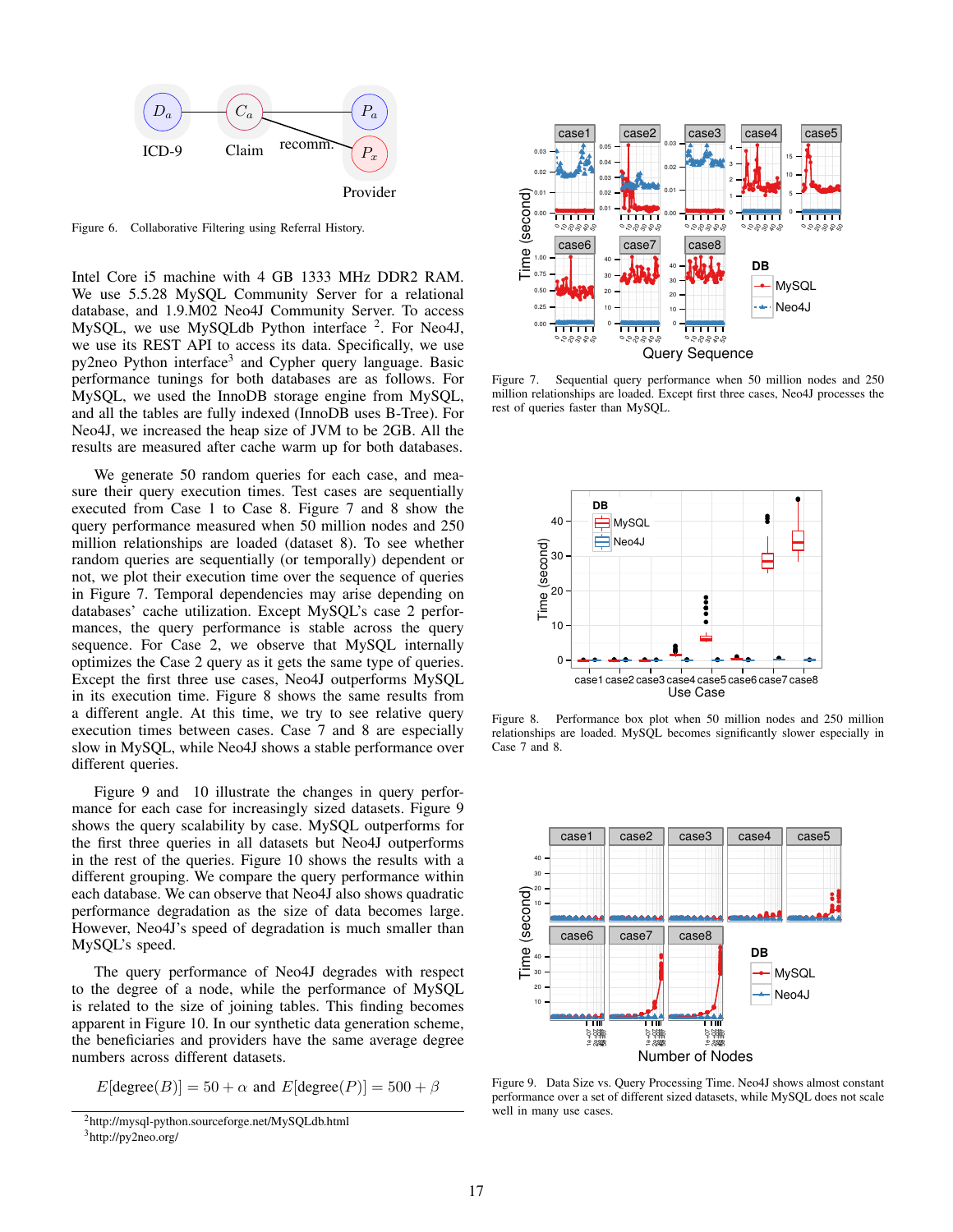$D_a$

ICD-9

$C_a$

Claim

recomm.

$P_a$

$P_x$

Provider

Figure 6. Collaborative Filtering using Referral History.

Intel Core i5 machine with 4 GB 1333 MHz DDR2 RAM. We use 5.5.28 MySQL Community Server for a relational database, and 1.9.M02 Neo4J Community Server. To access MySQL, we use MySQLdb Python interface [2]. For Neo4J, we use its REST API to access its data. Specifically, we use py2neo Python interface[3] and Cypher query language. Basic performance tunings for both databases are as follows. For MySQL, we used the InnoDB storage engine from MySQL, and all the tables are fully indexed (InnoDB uses B-Tree). For Neo4J, we increased the heap size of JVM to be 2GB. All the results are measured after cache warm up for both databases.

We generate 50 random queries for each case, and measure their query execution times. Test cases are sequentially executed from Case 1 to Case 8. Figure 7 and 8 show the query performance measured when 50 million nodes and 250 million relationships are loaded (dataset 8). To see whether random queries are sequentially (or temporally) dependent or not, we plot their execution time over the sequence of queries in Figure 7. Temporal dependencies may arise depending on databases' cache utilization. Except MySQL's case 2 performances, the query performance is stable across the query sequence. For Case 2, we observe that MySQL internally optimizes the Case 2 query as it gets the same type of queries. Except the first three use cases, Neo4J outperforms MySQL in its execution time. Figure 8 shows the same results from a different angle. At this time, we try to see relative query execution times between cases. Case 7 and 8 are especially slow in MySQL, while Neo4J shows a stable performance over different queries.

Figure 9 and 10 illustrate the changes in query performance for each case for increasingly sized datasets. Figure 9 shows the query scalability by case. MySQL outperforms for the first three queries in all datasets but Neo4J outperforms in the rest of the queries. Figure 10 shows the results with a different grouping. We compare the query performance within each database. We can observe that Neo4J also shows quadratic performance degradation as the size of data becomes large. However, Neo4J's speed of degradation is much smaller than MySQL's speed.

The query performance of Neo4J degrades with respect to the degree of a node, while the performance of MySQL is related to the size of joining tables. This finding becomes apparent in Figure 10. In our synthetic data generation scheme, the beneficiaries and providers have the same average degree numbers across different datasets.

$$E[\text{degree}(B)] = 50 + \alpha \text{ and } E[\text{degree}(P)] = 500 + \beta$$

[2]http://mysql-python.sourceforge.net/MySQLdb.html

[3]http://py2neo.org/

case1 case2 case3 case4 case5 case6 case7 case8

Time (second)

Query Sequence

DB

MySQL

Neo4J

Figure 7. Sequential query performance when 50 million nodes and 250 million relationships are loaded. Except first three cases, Neo4J processes the rest of queries faster than MySQL.

DB

MySQL

Neo4J

Time (second)

case1 case2 case3 case4 case5 case6 case7 case8

Use Case

Figure 8. Performance box plot when 50 million nodes and 250 million relationships are loaded. MySQL becomes significantly slower especially in Case 7 and 8.

case1 case2 case3 case4 case5 case6 case7 case8

Time (second)

Number of Nodes

DB

MySQL

Neo4J

Figure 9. Data Size vs. Query Processing Time. Neo4J shows almost constant performance over a set of different sized datasets, while MySQL does not scale well in many use cases.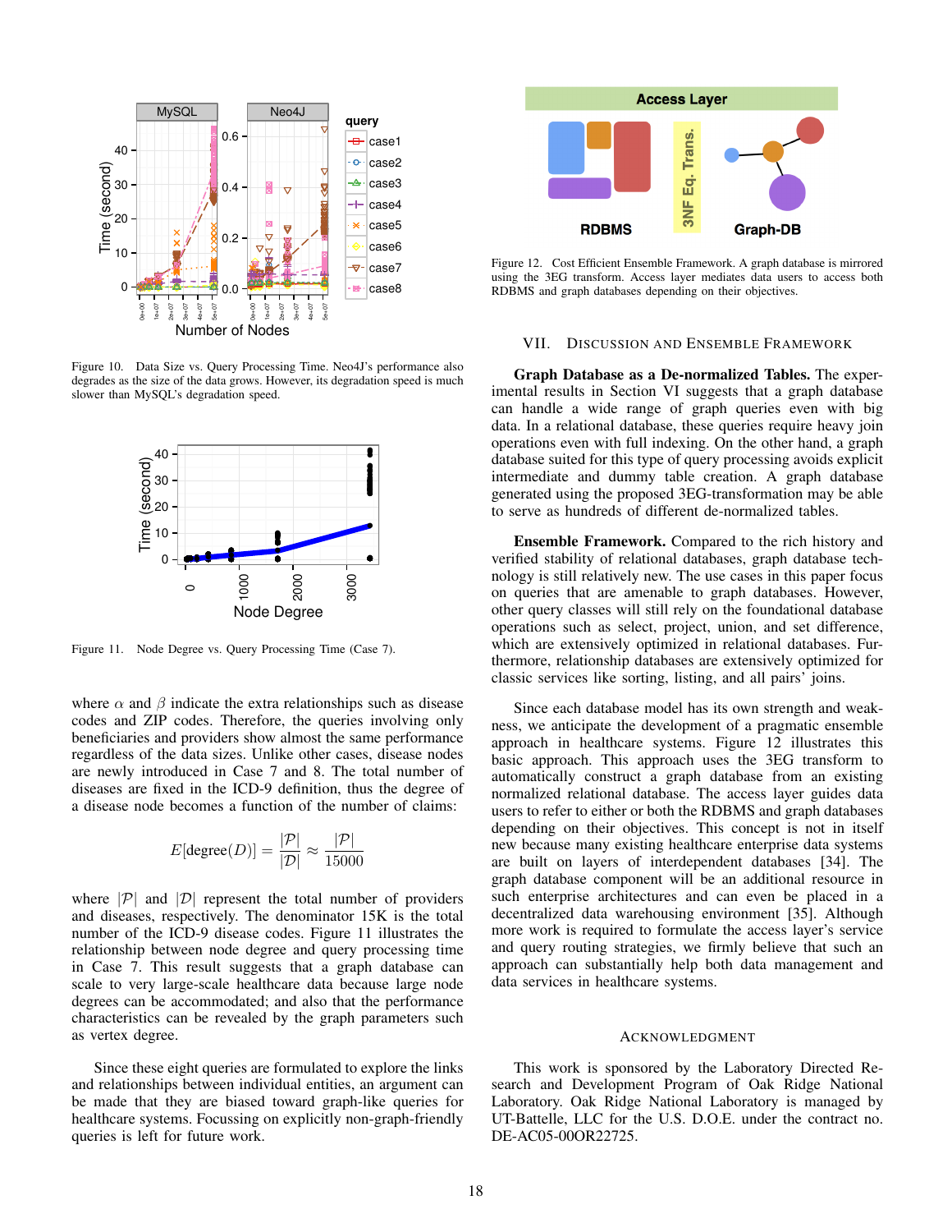MySQL
Neo4J
query
case1
case2
case3
case4
case5
case6
case7
case8
Time (second)
0
10
20
30
40
0.0
0.2
0.4
0.6
0e+00
1e+07
2e+07
3e+07
4e+07
5e+07
Number of Nodes

Figure 10. Data Size vs. Query Processing Time. Neo4J's performance also degrades as the size of the data grows. However, its degradation speed is much slower than MySQL's degradation speed.

Time (second)
0
10
20
30
40
0
1000
2000
3000
Node Degree

Figure 11. Node Degree vs. Query Processing Time (Case 7).

where $\alpha$ and $\beta$ indicate the extra relationships such as disease codes and ZIP codes. Therefore, the queries involving only beneficiaries and providers show almost the same performance regardless of the data sizes. Unlike other cases, disease nodes are newly introduced in Case 7 and 8. The total number of diseases are fixed in the ICD-9 definition, thus the degree of a disease node becomes a function of the number of claims:

$$E[\text{degree}(D)] = \frac{|\mathcal{P}|}{|\mathcal{D}|} \approx \frac{|\mathcal{P}|}{15000}$$

where $|\mathcal{P}|$ and $|\mathcal{D}|$ represent the total number of providers and diseases, respectively. The denominator 15K is the total number of the ICD-9 disease codes. Figure 11 illustrates the relationship between node degree and query processing time in Case 7. This result suggests that a graph database can scale to very large-scale healthcare data because large node degrees can be accommodated; and also that the performance characteristics can be revealed by the graph parameters such as vertex degree.

Since these eight queries are formulated to explore the links and relationships between individual entities, an argument can be made that they are biased toward graph-like queries for healthcare systems. Focussing on explicitly non-graph-friendly queries is left for future work.

Access Layer
RDBMS
3NF Eq. Trans.
Graph-DB

Figure 12. Cost Efficient Ensemble Framework. A graph database is mirrored using the 3EG transform. Access layer mediates data users to access both RDBMS and graph databases depending on their objectives.

## VII. Discussion and Ensemble Framework

**Graph Database as a De-normalized Tables.** The experimental results in Section VI suggests that a graph database can handle a wide range of graph queries even with big data. In a relational database, these queries require heavy join operations even with full indexing. On the other hand, a graph database suited for this type of query processing avoids explicit intermediate and dummy table creation. A graph database generated using the proposed 3EG-transformation may be able to serve as hundreds of different de-normalized tables.

**Ensemble Framework.** Compared to the rich history and verified stability of relational databases, graph database technology is still relatively new. The use cases in this paper focus on queries that are amenable to graph databases. However, other query classes will still rely on the foundational database operations such as select, project, union, and set difference, which are extensively optimized in relational databases. Furthermore, relationship databases are extensively optimized for classic services like sorting, listing, and all pairs' joins.

Since each database model has its own strength and weakness, we anticipate the development of a pragmatic ensemble approach in healthcare systems. Figure 12 illustrates this basic approach. This approach uses the 3EG transform to automatically construct a graph database from an existing normalized relational database. The access layer guides data users to refer to either or both the RDBMS and graph databases depending on their objectives. This concept is not in itself new because many existing healthcare enterprise data systems are built on layers of interdependent databases [34]. The graph database component will be an additional resource in such enterprise architectures and can even be placed in a decentralized data warehousing environment [35]. Although more work is required to formulate the access layer's service and query routing strategies, we firmly believe that such an approach can substantially help both data management and data services in healthcare systems.

## Acknowledgment

This work is sponsored by the Laboratory Directed Research and Development Program of Oak Ridge National Laboratory. Oak Ridge National Laboratory is managed by UT-Battelle, LLC for the U.S. D.O.E. under the contract no. DE-AC05-00OR22725.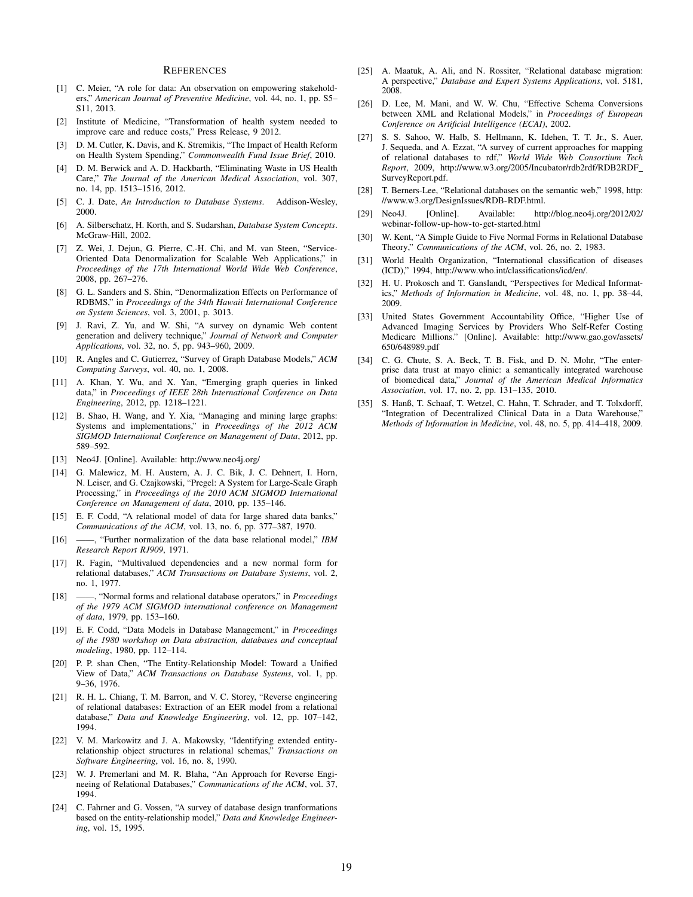## References

[1] C. Meier, "A role for data: An observation on empowering stakeholders," *American Journal of Preventive Medicine*, vol. 44, no. 1, pp. S5–S11, 2013.

[2] Institute of Medicine, "Transformation of health system needed to improve care and reduce costs," Press Release, 9 2012.

[3] D. M. Cutler, K. Davis, and K. Stremikis, "The Impact of Health Reform on Health System Spending," *Commonwealth Fund Issue Brief*, 2010.

[4] D. M. Berwick and A. D. Hackbarth, "Eliminating Waste in US Health Care," *The Journal of the American Medical Association*, vol. 307, no. 14, pp. 1513–1516, 2012.

[5] C. J. Date, *An Introduction to Database Systems*. Addison-Wesley, 2000.

[6] A. Silberschatz, H. Korth, and S. Sudarshan, *Database System Concepts*. McGraw-Hill, 2002.

[7] Z. Wei, J. Dejun, G. Pierre, C.-H. Chi, and M. van Steen, "Service-Oriented Data Denormalization for Scalable Web Applications," in *Proceedings of the 17th International World Wide Web Conference*, 2008, pp. 267–276.

[8] G. L. Sanders and S. Shin, "Denormalization Effects on Performance of RDBMS," in *Proceedings of the 34th Hawaii International Conference on System Sciences*, vol. 3, 2001, p. 3013.

[9] J. Ravi, Z. Yu, and W. Shi, "A survey on dynamic Web content generation and delivery technique," *Journal of Network and Computer Applications*, vol. 32, no. 5, pp. 943–960, 2009.

[10] R. Angles and C. Gutierrez, "Survey of Graph Database Models," *ACM Computing Surveys*, vol. 40, no. 1, 2008.

[11] A. Khan, Y. Wu, and X. Yan, "Emerging graph queries in linked data," in *Proceedings of IEEE 28th International Conference on Data Engineering*, 2012, pp. 1218–1221.

[12] B. Shao, H. Wang, and Y. Xia, "Managing and mining large graphs: Systems and implementations," in *Proceedings of the 2012 ACM SIGMOD International Conference on Management of Data*, 2012, pp. 589–592.

[13] Neo4J. [Online]. Available: http://www.neo4j.org/

[14] G. Malewicz, M. H. Austern, A. J. C. Bik, J. C. Dehnert, I. Horn, N. Leiser, and G. Czajkowski, "Pregel: A System for Large-Scale Graph Processing," in *Proceedings of the 2010 ACM SIGMOD International Conference on Management of data*, 2010, pp. 135–146.

[15] E. F. Codd, "A relational model of data for large shared data banks," *Communications of the ACM*, vol. 13, no. 6, pp. 377–387, 1970.

[16] ——, "Further normalization of the data base relational model," *IBM Research Report RJ909*, 1971.

[17] R. Fagin, "Multivalued dependencies and a new normal form for relational databases," *ACM Transactions on Database Systems*, vol. 2, no. 1, 1977.

[18] ——, "Normal forms and relational database operators," in *Proceedings of the 1979 ACM SIGMOD international conference on Management of data*, 1979, pp. 153–160.

[19] E. F. Codd, "Data Models in Database Management," in *Proceedings of the 1980 workshop on Data abstraction, databases and conceptual modeling*, 1980, pp. 112–114.

[20] P. P. shan Chen, "The Entity-Relationship Model: Toward a Unified View of Data," *ACM Transactions on Database Systems*, vol. 1, pp. 9–36, 1976.

[21] R. H. L. Chiang, T. M. Barron, and V. C. Storey, "Reverse engineering of relational databases: Extraction of an EER model from a relational database," *Data and Knowledge Engineering*, vol. 12, pp. 107–142, 1994.

[22] V. M. Markowitz and J. A. Makowsky, "Identifying extended entity-relationship object structures in relational schemas," *Transactions on Software Engineering*, vol. 16, no. 8, 1990.

[23] W. J. Premerlani and M. R. Blaha, "An Approach for Reverse Engineeing of Relational Databases," *Communications of the ACM*, vol. 37, 1994.

[24] C. Fahrner and G. Vossen, "A survey of database design tranformations based on the entity-relationship model," *Data and Knowledge Engineering*, vol. 15, 1995.

[25] A. Maatuk, A. Ali, and N. Rossiter, "Relational database migration: A perspective," *Database and Expert Systems Applications*, vol. 5181, 2008.

[26] D. Lee, M. Mani, and W. W. Chu, "Effective Schema Conversions between XML and Relational Models," in *Proceedings of European Conference on Artificial Intelligence (ECAI)*, 2002.

[27] S. S. Sahoo, W. Halb, S. Hellmann, K. Idehen, T. T. Jr., S. Auer, J. Sequeda, and A. Ezzat, "A survey of current approaches for mapping of relational databases to rdf," *World Wide Web Consortium Tech Report*, 2009, http://www.w3.org/2005/Incubator/rdb2rdf/RDB2RDF_SurveyReport.pdf.

[28] T. Berners-Lee, "Relational databases on the semantic web," 1998, http://www.w3.org/DesignIssues/RDB-RDF.html.

[29] Neo4J. [Online]. Available: http://blog.neo4j.org/2012/02/webinar-follow-up-how-to-get-started.html

[30] W. Kent, "A Simple Guide to Five Normal Forms in Relational Database Theory," *Communications of the ACM*, vol. 26, no. 2, 1983.

[31] World Health Organization, "International classification of diseases (ICD)," 1994, http://www.who.int/classifications/icd/en/.

[32] H. U. Prokosch and T. Ganslandt, "Perspectives for Medical Informatics," *Methods of Information in Medicine*, vol. 48, no. 1, pp. 38–44, 2009.

[33] United States Government Accountability Office, "Higher Use of Advanced Imaging Services by Providers Who Self-Refer Costing Medicare Millions." [Online]. Available: http://www.gao.gov/assets/650/648989.pdf

[34] C. G. Chute, S. A. Beck, T. B. Fisk, and D. N. Mohr, "The enterprise data trust at mayo clinic: a semantically integrated warehouse of biomedical data," *Journal of the American Medical Informatics Association*, vol. 17, no. 2, pp. 131–135, 2010.

[35] S. Hanß, T. Schaaf, T. Wetzel, C. Hahn, T. Schrader, and T. Tolxdorff, "Integration of Decentralized Clinical Data in a Data Warehouse," *Methods of Information in Medicine*, vol. 48, no. 5, pp. 414–418, 2009.